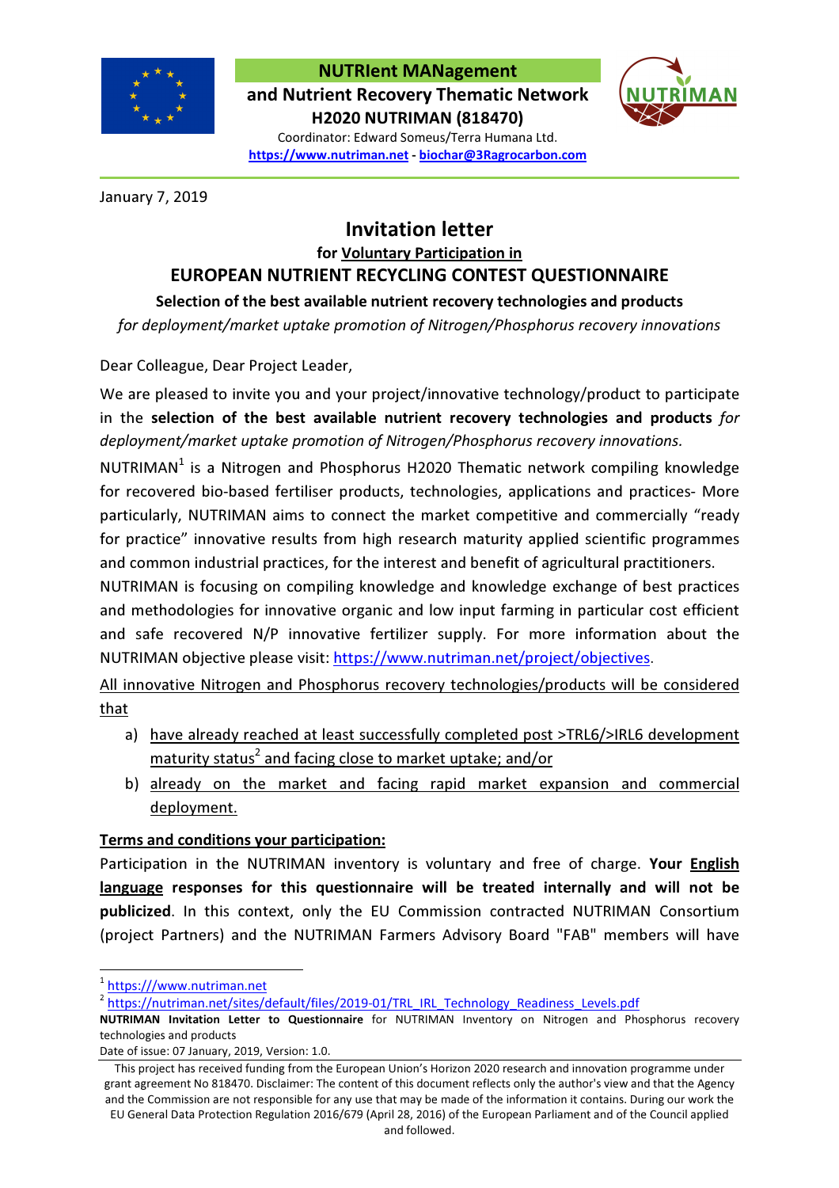**NUTRIent MANAgement**
**and Nutrient Recovery Thematic Network**
**H2020 NUTRIMAN (818470)**
Coordinator: Edward Someus/Terra Humana Ltd.
**https://www.nutriman.net** - **biochar@3Ragrocarbon.com**

January 7, 2019

# Invitation letter

### for Voluntary Participation in

## EUROPEAN NUTRIENT RECYCLING CONTEST QUESTIONNAIRE

**Selection of the best available nutrient recovery technologies and products**

*for deployment/market uptake promotion of Nitrogen/Phosphorus recovery innovations*

Dear Colleague, Dear Project Leader,

We are pleased to invite you and your project/innovative technology/product to participate in the **selection of the best available nutrient recovery technologies and products** *for deployment/market uptake promotion of Nitrogen/Phosphorus recovery innovations.*

NUTRIMAN[1] is a Nitrogen and Phosphorus H2020 Thematic network compiling knowledge for recovered bio-based fertiliser products, technologies, applications and practices- More particularly, NUTRIMAN aims to connect the market competitive and commercially "ready for practice" innovative results from high research maturity applied scientific programmes and common industrial practices, for the interest and benefit of agricultural practitioners.

NUTRIMAN is focusing on compiling knowledge and knowledge exchange of best practices and methodologies for innovative organic and low input farming in particular cost efficient and safe recovered N/P innovative fertilizer supply. For more information about the NUTRIMAN objective please visit: https://www.nutriman.net/project/objectives.

All innovative Nitrogen and Phosphorus recovery technologies/products will be considered that

a) have already reached at least successfully completed post >TRL6/>IRL6 development maturity status[2] and facing close to market uptake; and/or
b) already on the market and facing rapid market expansion and commercial deployment.

**Terms and conditions your participation:**

Participation in the NUTRIMAN inventory is voluntary and free of charge. **Your English language responses for this questionnaire will be treated internally and will not be publicized**. In this context, only the EU Commission contracted NUTRIMAN Consortium (project Partners) and the NUTRIMAN Farmers Advisory Board "FAB" members will have

---

[1] https:///www.nutriman.net

[2] https://nutriman.net/sites/default/files/2019-01/TRL_IRL_Technology_Readiness_Levels.pdf

**NUTRIMAN Invitation Letter to Questionnaire** for NUTRIMAN Inventory on Nitrogen and Phosphorus recovery technologies and products

Date of issue: 07 January, 2019, Version: 1.0.

This project has received funding from the European Union's Horizon 2020 research and innovation programme under grant agreement No 818470. Disclaimer: The content of this document reflects only the author's view and that the Agency and the Commission are not responsible for any use that may be made of the information it contains. During our work the EU General Data Protection Regulation 2016/679 (April 28, 2016) of the European Parliament and of the Council applied and followed.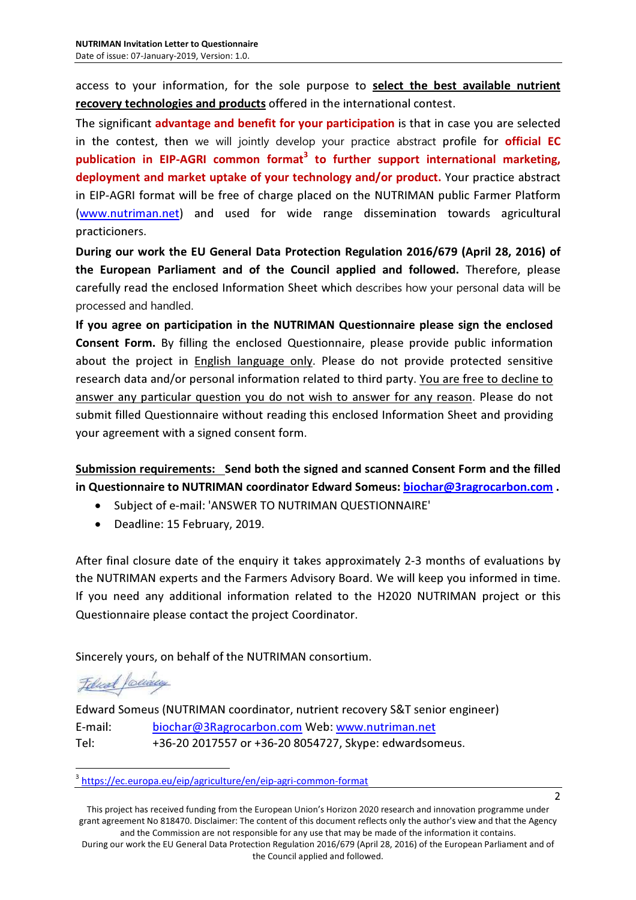access to your information, for the sole purpose to **select the best available nutrient recovery technologies and products** offered in the international contest.

The significant **advantage and benefit for your participation** is that in case you are selected in the contest, then we will jointly develop your practice abstract profile for **official EC publication in EIP-AGRI common format[3] to further support international marketing, deployment and market uptake of your technology and/or product.** Your practice abstract in EIP-AGRI format will be free of charge placed on the NUTRIMAN public Farmer Platform (www.nutriman.net) and used for wide range dissemination towards agricultural practicioners.

**During our work the EU General Data Protection Regulation 2016/679 (April 28, 2016) of the European Parliament and of the Council applied and followed.** Therefore, please carefully read the enclosed Information Sheet which describes how your personal data will be processed and handled.

**If you agree on participation in the NUTRIMAN Questionnaire please sign the enclosed Consent Form.** By filling the enclosed Questionnaire, please provide public information about the project in English language only. Please do not provide protected sensitive research data and/or personal information related to third party. You are free to decline to answer any particular question you do not wish to answer for any reason. Please do not submit filled Questionnaire without reading this enclosed Information Sheet and providing your agreement with a signed consent form.

**Submission requirements: Send both the signed and scanned Consent Form and the filled in Questionnaire to NUTRIMAN coordinator Edward Someus: biochar@3ragrocarbon.com .**

- Subject of e-mail: 'ANSWER TO NUTRIMAN QUESTIONNAIRE'
- Deadline: 15 February, 2019.

After final closure date of the enquiry it takes approximately 2-3 months of evaluations by the NUTRIMAN experts and the Farmers Advisory Board. We will keep you informed in time. If you need any additional information related to the H2020 NUTRIMAN project or this Questionnaire please contact the project Coordinator.

Sincerely yours, on behalf of the NUTRIMAN consortium.

Edward Someus (NUTRIMAN coordinator, nutrient recovery S&T senior engineer)
E-mail: biochar@3Ragrocarbon.com Web: www.nutriman.net
Tel: +36-20 2017557 or +36-20 8054727, Skype: edwardsomeus.

[3] https://ec.europa.eu/eip/agriculture/en/eip-agri-common-format

This project has received funding from the European Union's Horizon 2020 research and innovation programme under grant agreement No 818470. Disclaimer: The content of this document reflects only the author's view and that the Agency and the Commission are not responsible for any use that may be made of the information it contains.
During our work the EU General Data Protection Regulation 2016/679 (April 28, 2016) of the European Parliament and of the Council applied and followed.